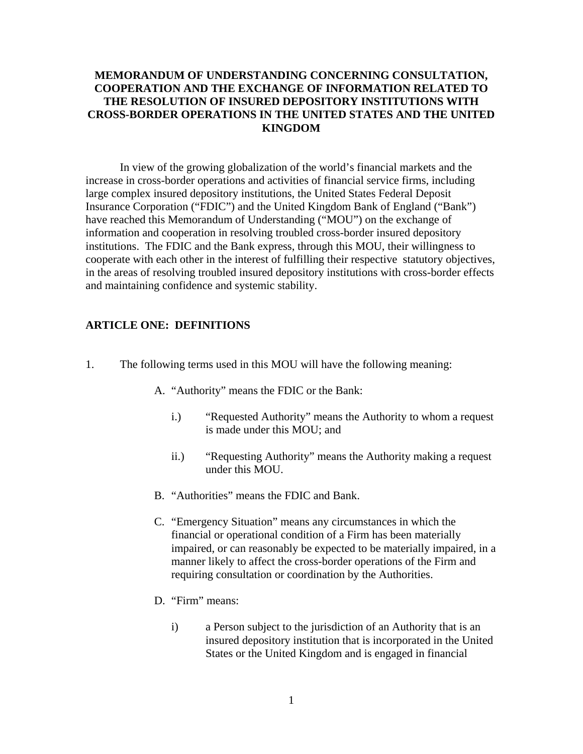# MEMORANDUM OF UNDERSTANDING CONCERNING CONSULTATION, COOPERATION AND THE EXCHANGE OF INFORMATION RELATED TO THE RESOLUTION OF INSURED DEPOSITORY INSTITUTIONS WITH CROSS-BORDER OPERATIONS IN THE UNITED STATES AND THE UNITED KINGDOM

In view of the growing globalization of the world's financial markets and the increase in cross-border operations and activities of financial service firms, including large complex insured depository institutions, the United States Federal Deposit Insurance Corporation ("FDIC") and the United Kingdom Bank of England ("Bank") have reached this Memorandum of Understanding ("MOU") on the exchange of information and cooperation in resolving troubled cross-border insured depository institutions. The FDIC and the Bank express, through this MOU, their willingness to cooperate with each other in the interest of fulfilling their respective statutory objectives, in the areas of resolving troubled insured depository institutions with cross-border effects and maintaining confidence and systemic stability.

## ARTICLE ONE: DEFINITIONS

1. The following terms used in this MOU will have the following meaning:

   A. "Authority" means the FDIC or the Bank:

      i.) "Requested Authority" means the Authority to whom a request is made under this MOU; and

      ii.) "Requesting Authority" means the Authority making a request under this MOU.

   B. "Authorities" means the FDIC and Bank.

   C. "Emergency Situation" means any circumstances in which the financial or operational condition of a Firm has been materially impaired, or can reasonably be expected to be materially impaired, in a manner likely to affect the cross-border operations of the Firm and requiring consultation or coordination by the Authorities.

   D. "Firm" means:

      i) a Person subject to the jurisdiction of an Authority that is an insured depository institution that is incorporated in the United States or the United Kingdom and is engaged in financial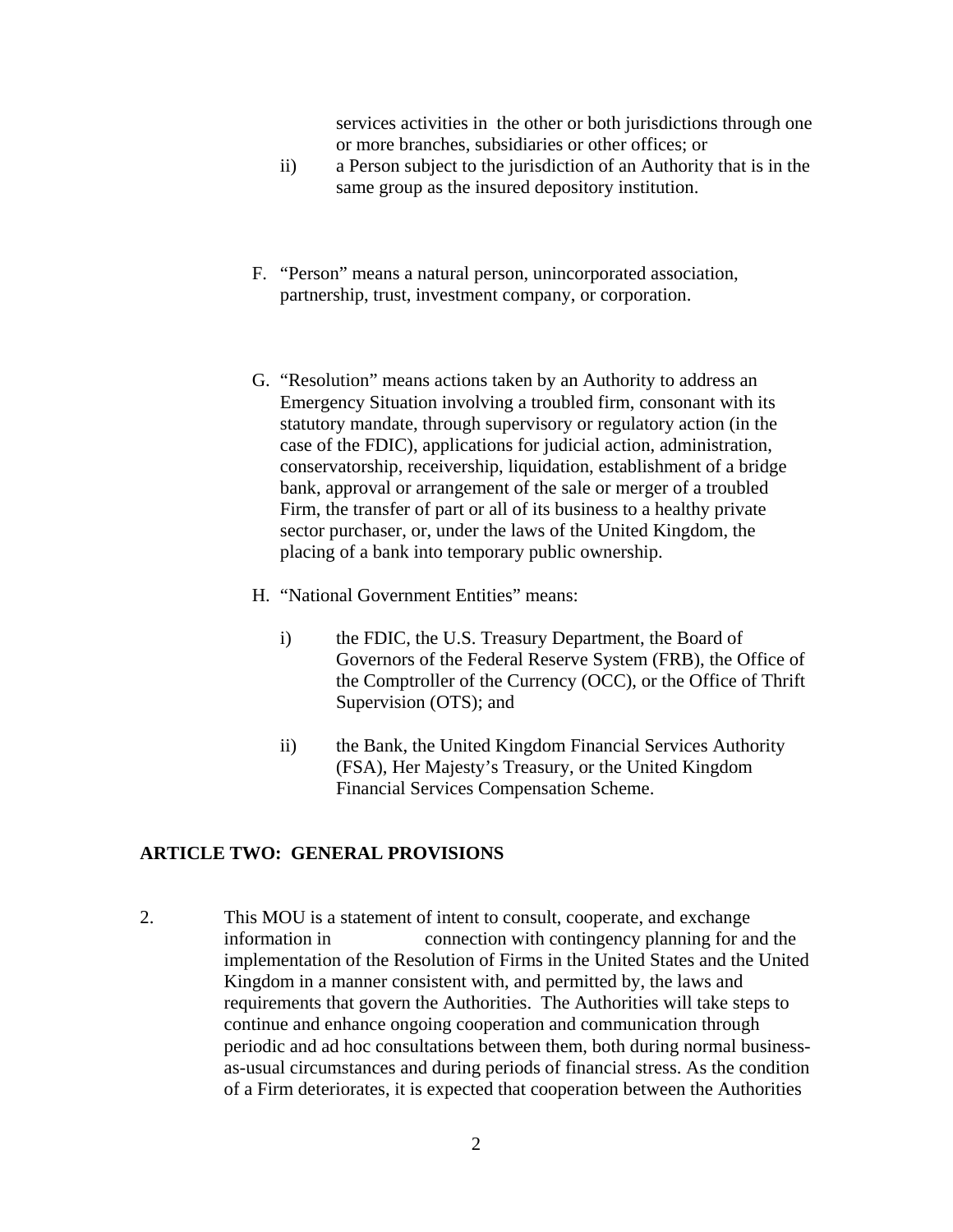services activities in the other or both jurisdictions through one or more branches, subsidiaries or other offices; or

ii) a Person subject to the jurisdiction of an Authority that is in the same group as the insured depository institution.

F. "Person" means a natural person, unincorporated association, partnership, trust, investment company, or corporation.

G. "Resolution" means actions taken by an Authority to address an Emergency Situation involving a troubled firm, consonant with its statutory mandate, through supervisory or regulatory action (in the case of the FDIC), applications for judicial action, administration, conservatorship, receivership, liquidation, establishment of a bridge bank, approval or arrangement of the sale or merger of a troubled Firm, the transfer of part or all of its business to a healthy private sector purchaser, or, under the laws of the United Kingdom, the placing of a bank into temporary public ownership.

H. "National Government Entities" means:

i) the FDIC, the U.S. Treasury Department, the Board of Governors of the Federal Reserve System (FRB), the Office of the Comptroller of the Currency (OCC), or the Office of Thrift Supervision (OTS); and

ii) the Bank, the United Kingdom Financial Services Authority (FSA), Her Majesty's Treasury, or the United Kingdom Financial Services Compensation Scheme.

## ARTICLE TWO: GENERAL PROVISIONS

2. This MOU is a statement of intent to consult, cooperate, and exchange information in connection with contingency planning for and the implementation of the Resolution of Firms in the United States and the United Kingdom in a manner consistent with, and permitted by, the laws and requirements that govern the Authorities. The Authorities will take steps to continue and enhance ongoing cooperation and communication through periodic and ad hoc consultations between them, both during normal business-as-usual circumstances and during periods of financial stress. As the condition of a Firm deteriorates, it is expected that cooperation between the Authorities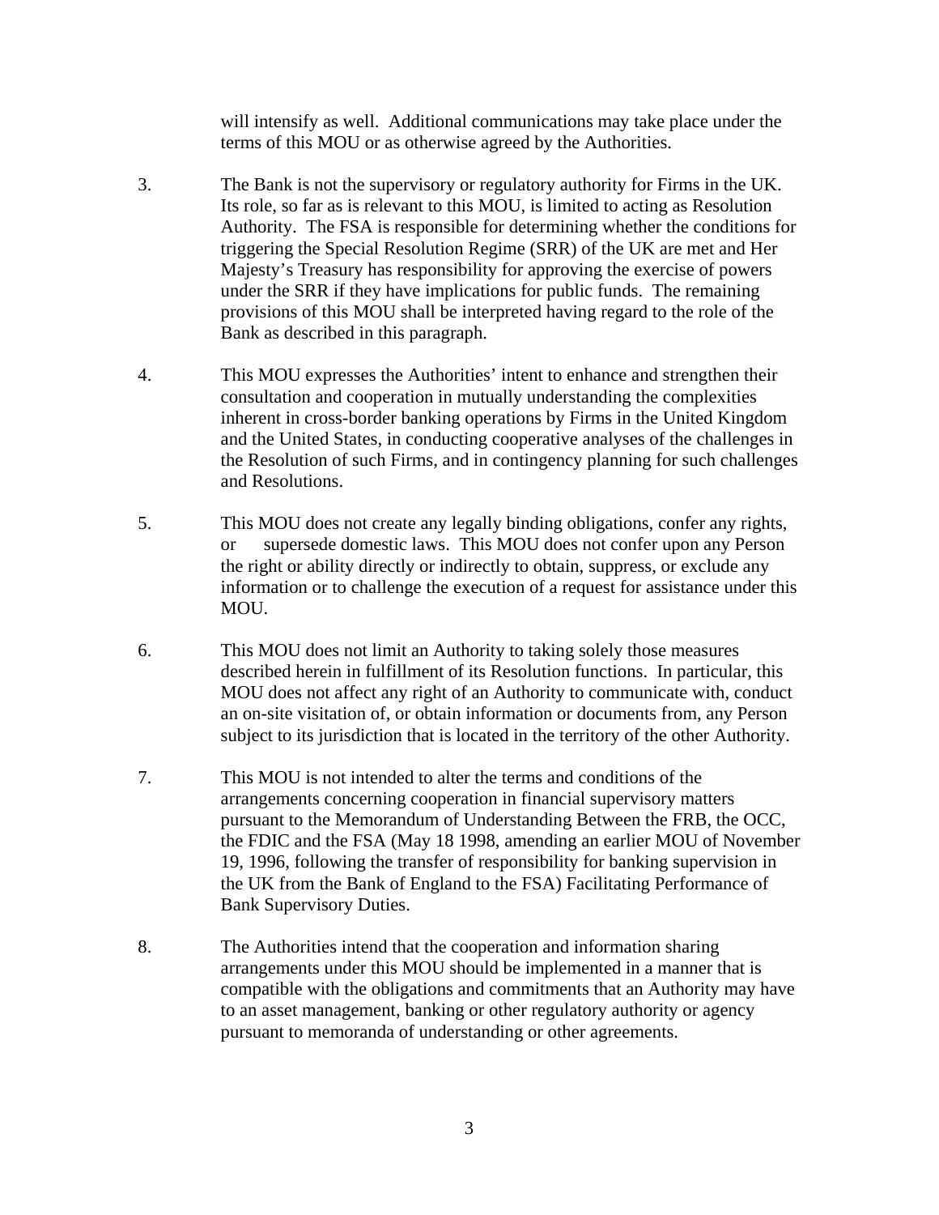will intensify as well. Additional communications may take place under the terms of this MOU or as otherwise agreed by the Authorities.

3. The Bank is not the supervisory or regulatory authority for Firms in the UK. Its role, so far as is relevant to this MOU, is limited to acting as Resolution Authority. The FSA is responsible for determining whether the conditions for triggering the Special Resolution Regime (SRR) of the UK are met and Her Majesty's Treasury has responsibility for approving the exercise of powers under the SRR if they have implications for public funds. The remaining provisions of this MOU shall be interpreted having regard to the role of the Bank as described in this paragraph.

4. This MOU expresses the Authorities' intent to enhance and strengthen their consultation and cooperation in mutually understanding the complexities inherent in cross-border banking operations by Firms in the United Kingdom and the United States, in conducting cooperative analyses of the challenges in the Resolution of such Firms, and in contingency planning for such challenges and Resolutions.

5. This MOU does not create any legally binding obligations, confer any rights, or supersede domestic laws. This MOU does not confer upon any Person the right or ability directly or indirectly to obtain, suppress, or exclude any information or to challenge the execution of a request for assistance under this MOU.

6. This MOU does not limit an Authority to taking solely those measures described herein in fulfillment of its Resolution functions. In particular, this MOU does not affect any right of an Authority to communicate with, conduct an on-site visitation of, or obtain information or documents from, any Person subject to its jurisdiction that is located in the territory of the other Authority.

7. This MOU is not intended to alter the terms and conditions of the arrangements concerning cooperation in financial supervisory matters pursuant to the Memorandum of Understanding Between the FRB, the OCC, the FDIC and the FSA (May 18 1998, amending an earlier MOU of November 19, 1996, following the transfer of responsibility for banking supervision in the UK from the Bank of England to the FSA) Facilitating Performance of Bank Supervisory Duties.

8. The Authorities intend that the cooperation and information sharing arrangements under this MOU should be implemented in a manner that is compatible with the obligations and commitments that an Authority may have to an asset management, banking or other regulatory authority or agency pursuant to memoranda of understanding or other agreements.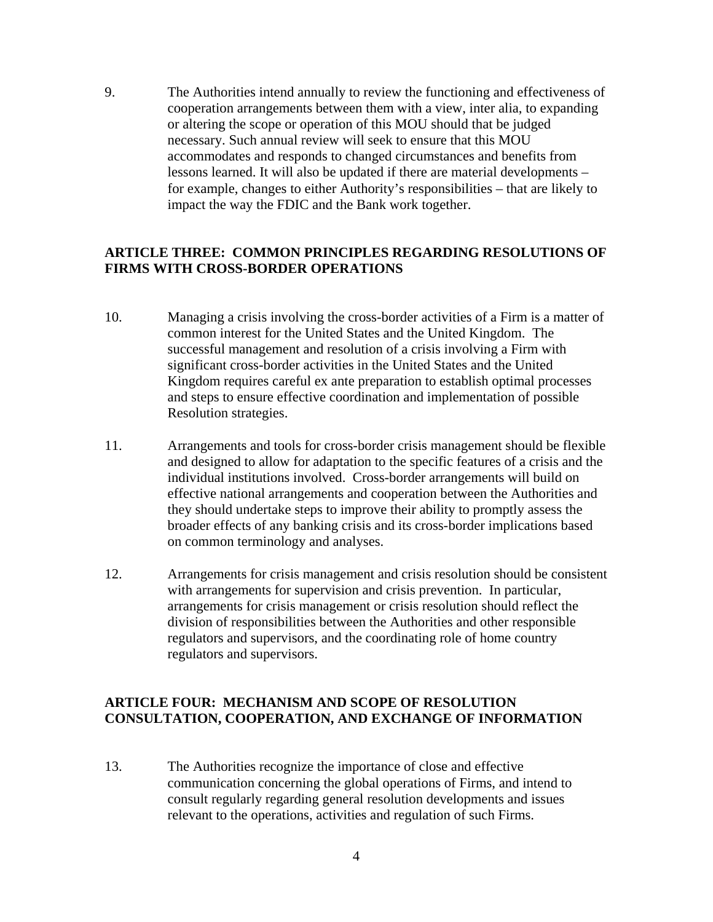9. The Authorities intend annually to review the functioning and effectiveness of cooperation arrangements between them with a view, inter alia, to expanding or altering the scope or operation of this MOU should that be judged necessary. Such annual review will seek to ensure that this MOU accommodates and responds to changed circumstances and benefits from lessons learned. It will also be updated if there are material developments – for example, changes to either Authority's responsibilities – that are likely to impact the way the FDIC and the Bank work together.

## ARTICLE THREE: COMMON PRINCIPLES REGARDING RESOLUTIONS OF FIRMS WITH CROSS-BORDER OPERATIONS

10. Managing a crisis involving the cross-border activities of a Firm is a matter of common interest for the United States and the United Kingdom. The successful management and resolution of a crisis involving a Firm with significant cross-border activities in the United States and the United Kingdom requires careful ex ante preparation to establish optimal processes and steps to ensure effective coordination and implementation of possible Resolution strategies.

11. Arrangements and tools for cross-border crisis management should be flexible and designed to allow for adaptation to the specific features of a crisis and the individual institutions involved. Cross-border arrangements will build on effective national arrangements and cooperation between the Authorities and they should undertake steps to improve their ability to promptly assess the broader effects of any banking crisis and its cross-border implications based on common terminology and analyses.

12. Arrangements for crisis management and crisis resolution should be consistent with arrangements for supervision and crisis prevention. In particular, arrangements for crisis management or crisis resolution should reflect the division of responsibilities between the Authorities and other responsible regulators and supervisors, and the coordinating role of home country regulators and supervisors.

## ARTICLE FOUR: MECHANISM AND SCOPE OF RESOLUTION CONSULTATION, COOPERATION, AND EXCHANGE OF INFORMATION

13. The Authorities recognize the importance of close and effective communication concerning the global operations of Firms, and intend to consult regularly regarding general resolution developments and issues relevant to the operations, activities and regulation of such Firms.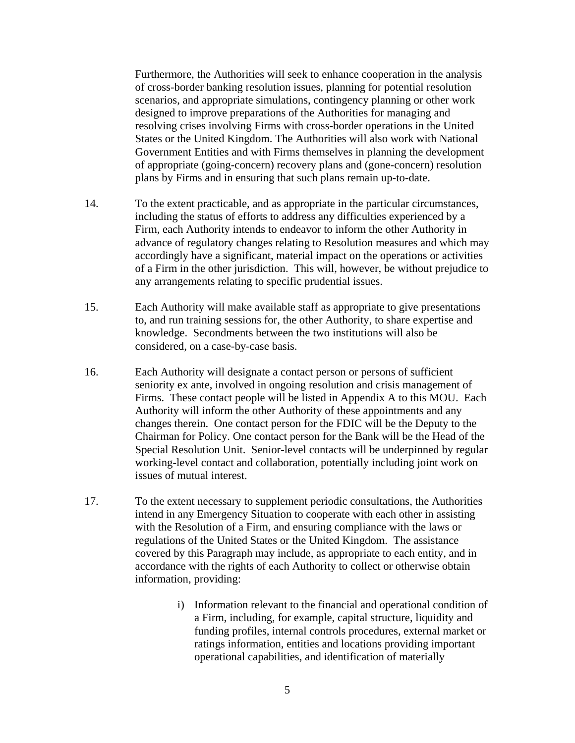Furthermore, the Authorities will seek to enhance cooperation in the analysis of cross-border banking resolution issues, planning for potential resolution scenarios, and appropriate simulations, contingency planning or other work designed to improve preparations of the Authorities for managing and resolving crises involving Firms with cross-border operations in the United States or the United Kingdom. The Authorities will also work with National Government Entities and with Firms themselves in planning the development of appropriate (going-concern) recovery plans and (gone-concern) resolution plans by Firms and in ensuring that such plans remain up-to-date.

14. To the extent practicable, and as appropriate in the particular circumstances, including the status of efforts to address any difficulties experienced by a Firm, each Authority intends to endeavor to inform the other Authority in advance of regulatory changes relating to Resolution measures and which may accordingly have a significant, material impact on the operations or activities of a Firm in the other jurisdiction. This will, however, be without prejudice to any arrangements relating to specific prudential issues.

15. Each Authority will make available staff as appropriate to give presentations to, and run training sessions for, the other Authority, to share expertise and knowledge. Secondments between the two institutions will also be considered, on a case-by-case basis.

16. Each Authority will designate a contact person or persons of sufficient seniority ex ante, involved in ongoing resolution and crisis management of Firms. These contact people will be listed in Appendix A to this MOU. Each Authority will inform the other Authority of these appointments and any changes therein. One contact person for the FDIC will be the Deputy to the Chairman for Policy. One contact person for the Bank will be the Head of the Special Resolution Unit. Senior-level contacts will be underpinned by regular working-level contact and collaboration, potentially including joint work on issues of mutual interest.

17. To the extent necessary to supplement periodic consultations, the Authorities intend in any Emergency Situation to cooperate with each other in assisting with the Resolution of a Firm, and ensuring compliance with the laws or regulations of the United States or the United Kingdom. The assistance covered by this Paragraph may include, as appropriate to each entity, and in accordance with the rights of each Authority to collect or otherwise obtain information, providing:

    i) Information relevant to the financial and operational condition of a Firm, including, for example, capital structure, liquidity and funding profiles, internal controls procedures, external market or ratings information, entities and locations providing important operational capabilities, and identification of materially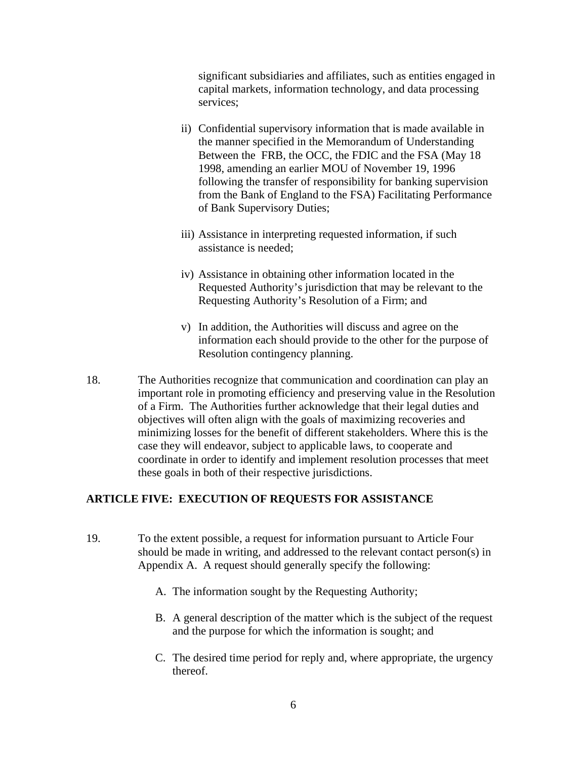significant subsidiaries and affiliates, such as entities engaged in capital markets, information technology, and data processing services;

ii) Confidential supervisory information that is made available in the manner specified in the Memorandum of Understanding Between the FRB, the OCC, the FDIC and the FSA (May 18 1998, amending an earlier MOU of November 19, 1996 following the transfer of responsibility for banking supervision from the Bank of England to the FSA) Facilitating Performance of Bank Supervisory Duties;

iii) Assistance in interpreting requested information, if such assistance is needed;

iv) Assistance in obtaining other information located in the Requested Authority's jurisdiction that may be relevant to the Requesting Authority's Resolution of a Firm; and

v) In addition, the Authorities will discuss and agree on the information each should provide to the other for the purpose of Resolution contingency planning.

18. The Authorities recognize that communication and coordination can play an important role in promoting efficiency and preserving value in the Resolution of a Firm. The Authorities further acknowledge that their legal duties and objectives will often align with the goals of maximizing recoveries and minimizing losses for the benefit of different stakeholders. Where this is the case they will endeavor, subject to applicable laws, to cooperate and coordinate in order to identify and implement resolution processes that meet these goals in both of their respective jurisdictions.

## ARTICLE FIVE: EXECUTION OF REQUESTS FOR ASSISTANCE

19. To the extent possible, a request for information pursuant to Article Four should be made in writing, and addressed to the relevant contact person(s) in Appendix A. A request should generally specify the following:

A. The information sought by the Requesting Authority;

B. A general description of the matter which is the subject of the request and the purpose for which the information is sought; and

C. The desired time period for reply and, where appropriate, the urgency thereof.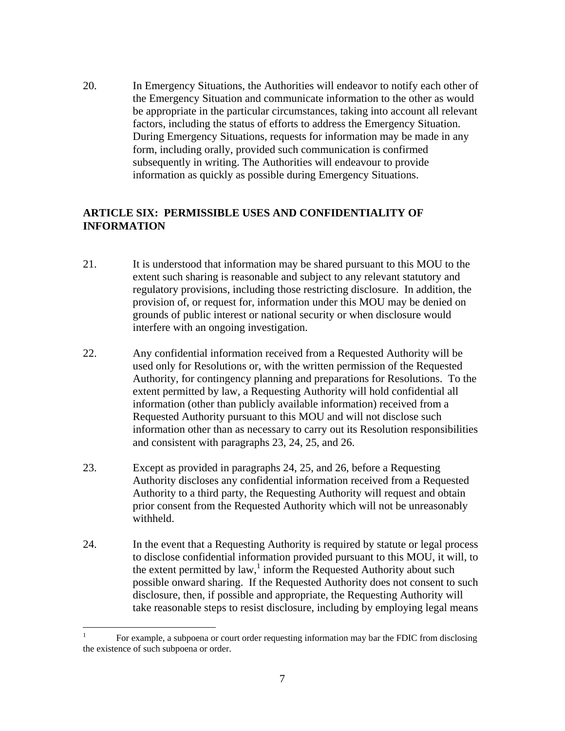20. In Emergency Situations, the Authorities will endeavor to notify each other of the Emergency Situation and communicate information to the other as would be appropriate in the particular circumstances, taking into account all relevant factors, including the status of efforts to address the Emergency Situation. During Emergency Situations, requests for information may be made in any form, including orally, provided such communication is confirmed subsequently in writing. The Authorities will endeavour to provide information as quickly as possible during Emergency Situations.

## ARTICLE SIX: PERMISSIBLE USES AND CONFIDENTIALITY OF INFORMATION

21. It is understood that information may be shared pursuant to this MOU to the extent such sharing is reasonable and subject to any relevant statutory and regulatory provisions, including those restricting disclosure. In addition, the provision of, or request for, information under this MOU may be denied on grounds of public interest or national security or when disclosure would interfere with an ongoing investigation.

22. Any confidential information received from a Requested Authority will be used only for Resolutions or, with the written permission of the Requested Authority, for contingency planning and preparations for Resolutions. To the extent permitted by law, a Requesting Authority will hold confidential all information (other than publicly available information) received from a Requested Authority pursuant to this MOU and will not disclose such information other than as necessary to carry out its Resolution responsibilities and consistent with paragraphs 23, 24, 25, and 26.

23. Except as provided in paragraphs 24, 25, and 26, before a Requesting Authority discloses any confidential information received from a Requested Authority to a third party, the Requesting Authority will request and obtain prior consent from the Requested Authority which will not be unreasonably withheld.

24. In the event that a Requesting Authority is required by statute or legal process to disclose confidential information provided pursuant to this MOU, it will, to the extent permitted by law,[1] inform the Requested Authority about such possible onward sharing. If the Requested Authority does not consent to such disclosure, then, if possible and appropriate, the Requesting Authority will take reasonable steps to resist disclosure, including by employing legal means

[1] For example, a subpoena or court order requesting information may bar the FDIC from disclosing the existence of such subpoena or order.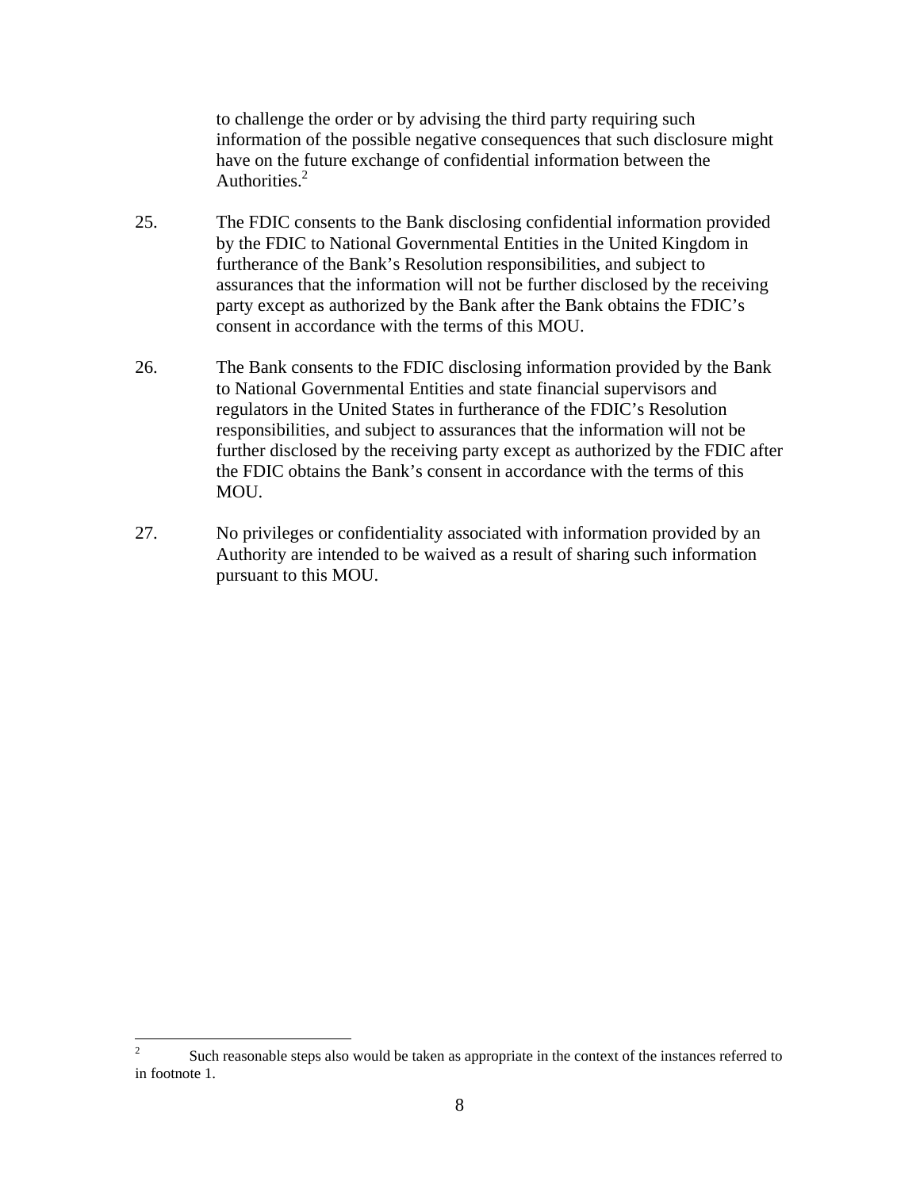to challenge the order or by advising the third party requiring such information of the possible negative consequences that such disclosure might have on the future exchange of confidential information between the Authorities.[2]

25. The FDIC consents to the Bank disclosing confidential information provided by the FDIC to National Governmental Entities in the United Kingdom in furtherance of the Bank's Resolution responsibilities, and subject to assurances that the information will not be further disclosed by the receiving party except as authorized by the Bank after the Bank obtains the FDIC's consent in accordance with the terms of this MOU.

26. The Bank consents to the FDIC disclosing information provided by the Bank to National Governmental Entities and state financial supervisors and regulators in the United States in furtherance of the FDIC's Resolution responsibilities, and subject to assurances that the information will not be further disclosed by the receiving party except as authorized by the FDIC after the FDIC obtains the Bank's consent in accordance with the terms of this MOU.

27. No privileges or confidentiality associated with information provided by an Authority are intended to be waived as a result of sharing such information pursuant to this MOU.

---

[2] Such reasonable steps also would be taken as appropriate in the context of the instances referred to in footnote 1.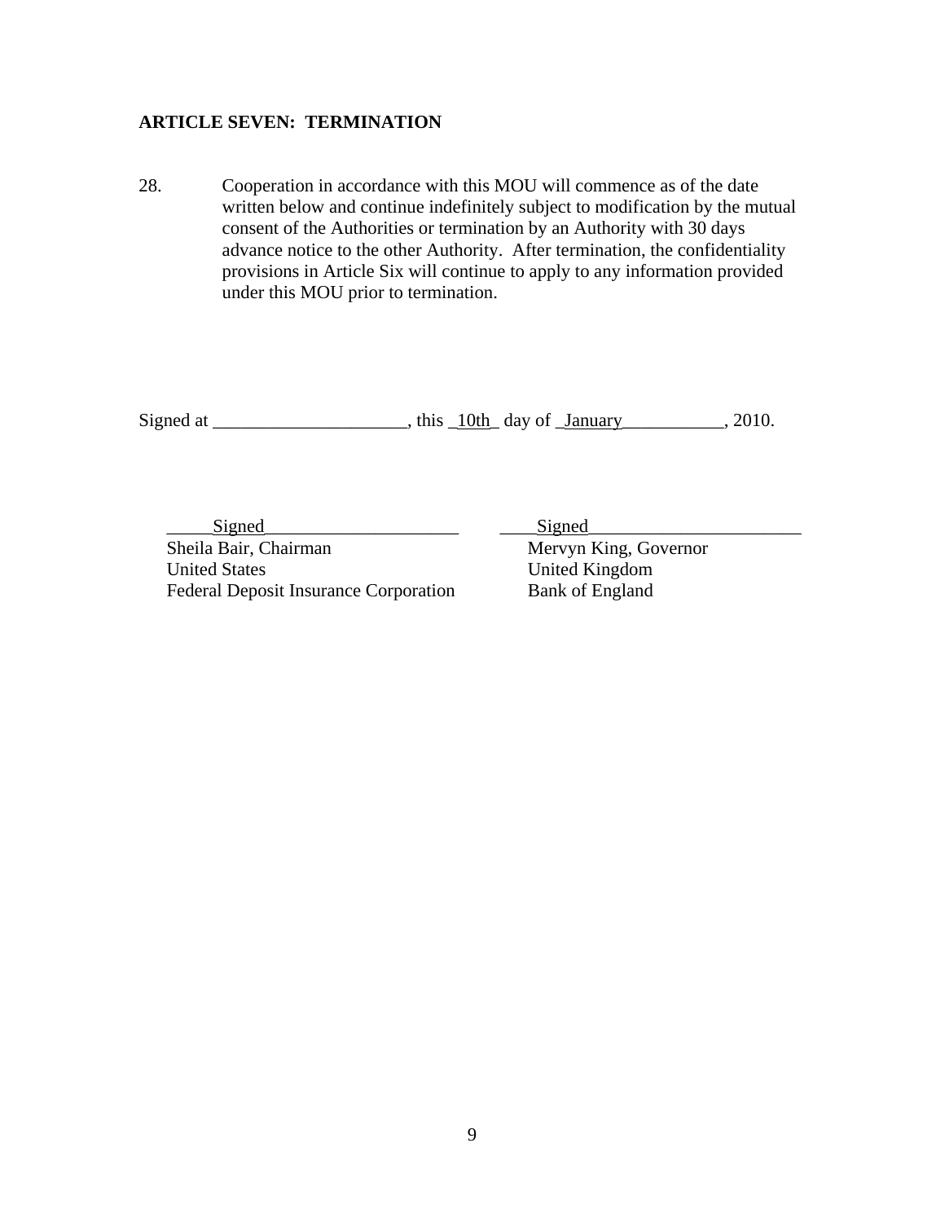**ARTICLE SEVEN: TERMINATION**

28. Cooperation in accordance with this MOU will commence as of the date written below and continue indefinitely subject to modification by the mutual consent of the Authorities or termination by an Authority with 30 days advance notice to the other Authority. After termination, the confidentiality provisions in Article Six will continue to apply to any information provided under this MOU prior to termination.

Signed at _____________________, this _10th_ day of _January___________, 2010.

| | |
|---|---|
| _____Signed_____________________ | ____Signed_______________________ |
| Sheila Bair, Chairman | Mervyn King, Governor |
| United States | United Kingdom |
| Federal Deposit Insurance Corporation | Bank of England |